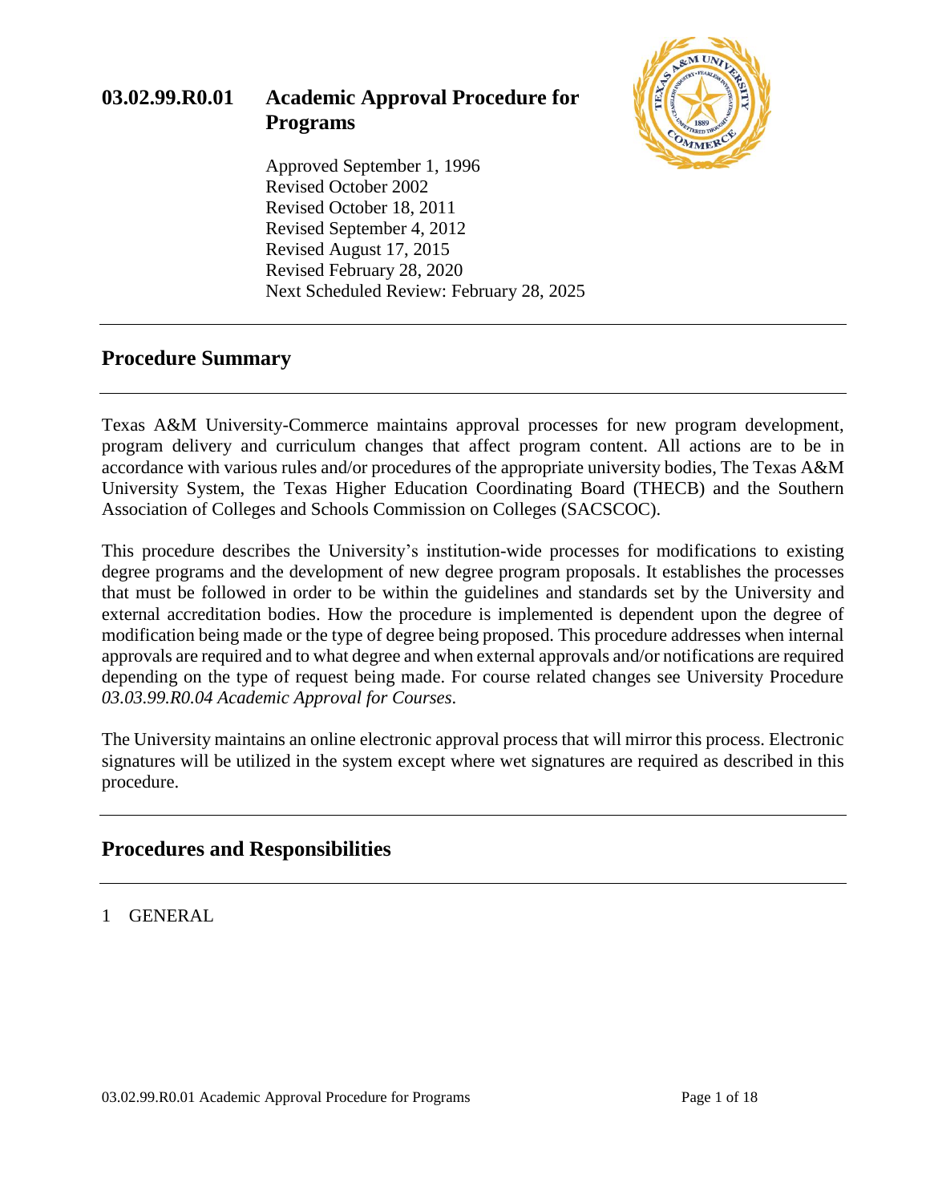# 03.02.99.R0.01 Academic Approval Procedure for Programs

Approved September 1, 1996
Revised October 2002
Revised October 18, 2011
Revised September 4, 2012
Revised August 17, 2015
Revised February 28, 2020
Next Scheduled Review: February 28, 2025

## Procedure Summary

Texas A&M University-Commerce maintains approval processes for new program development, program delivery and curriculum changes that affect program content. All actions are to be in accordance with various rules and/or procedures of the appropriate university bodies, The Texas A&M University System, the Texas Higher Education Coordinating Board (THECB) and the Southern Association of Colleges and Schools Commission on Colleges (SACSCOC).

This procedure describes the University's institution-wide processes for modifications to existing degree programs and the development of new degree program proposals. It establishes the processes that must be followed in order to be within the guidelines and standards set by the University and external accreditation bodies. How the procedure is implemented is dependent upon the degree of modification being made or the type of degree being proposed. This procedure addresses when internal approvals are required and to what degree and when external approvals and/or notifications are required depending on the type of request being made. For course related changes see University Procedure *03.03.99.R0.04 Academic Approval for Courses.*

The University maintains an online electronic approval process that will mirror this process. Electronic signatures will be utilized in the system except where wet signatures are required as described in this procedure.

## Procedures and Responsibilities

1 GENERAL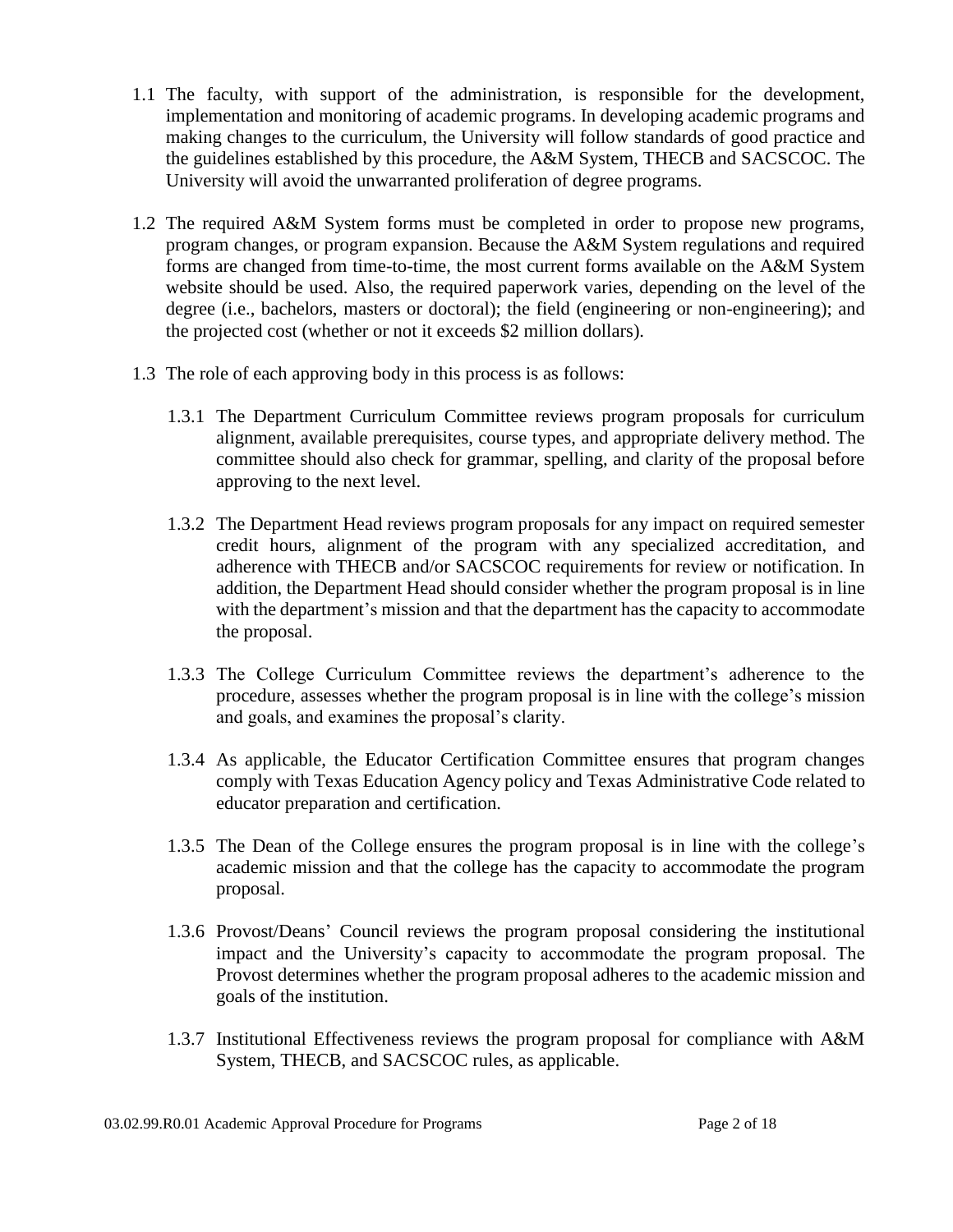1.1 The faculty, with support of the administration, is responsible for the development, implementation and monitoring of academic programs. In developing academic programs and making changes to the curriculum, the University will follow standards of good practice and the guidelines established by this procedure, the A&M System, THECB and SACSCOC. The University will avoid the unwarranted proliferation of degree programs.

1.2 The required A&M System forms must be completed in order to propose new programs, program changes, or program expansion. Because the A&M System regulations and required forms are changed from time-to-time, the most current forms available on the A&M System website should be used. Also, the required paperwork varies, depending on the level of the degree (i.e., bachelors, masters or doctoral); the field (engineering or non-engineering); and the projected cost (whether or not it exceeds $2 million dollars).

1.3 The role of each approving body in this process is as follows:

1.3.1 The Department Curriculum Committee reviews program proposals for curriculum alignment, available prerequisites, course types, and appropriate delivery method. The committee should also check for grammar, spelling, and clarity of the proposal before approving to the next level.

1.3.2 The Department Head reviews program proposals for any impact on required semester credit hours, alignment of the program with any specialized accreditation, and adherence with THECB and/or SACSCOC requirements for review or notification. In addition, the Department Head should consider whether the program proposal is in line with the department's mission and that the department has the capacity to accommodate the proposal.

1.3.3 The College Curriculum Committee reviews the department's adherence to the procedure, assesses whether the program proposal is in line with the college's mission and goals, and examines the proposal's clarity.

1.3.4 As applicable, the Educator Certification Committee ensures that program changes comply with Texas Education Agency policy and Texas Administrative Code related to educator preparation and certification.

1.3.5 The Dean of the College ensures the program proposal is in line with the college's academic mission and that the college has the capacity to accommodate the program proposal.

1.3.6 Provost/Deans' Council reviews the program proposal considering the institutional impact and the University's capacity to accommodate the program proposal. The Provost determines whether the program proposal adheres to the academic mission and goals of the institution.

1.3.7 Institutional Effectiveness reviews the program proposal for compliance with A&M System, THECB, and SACSCOC rules, as applicable.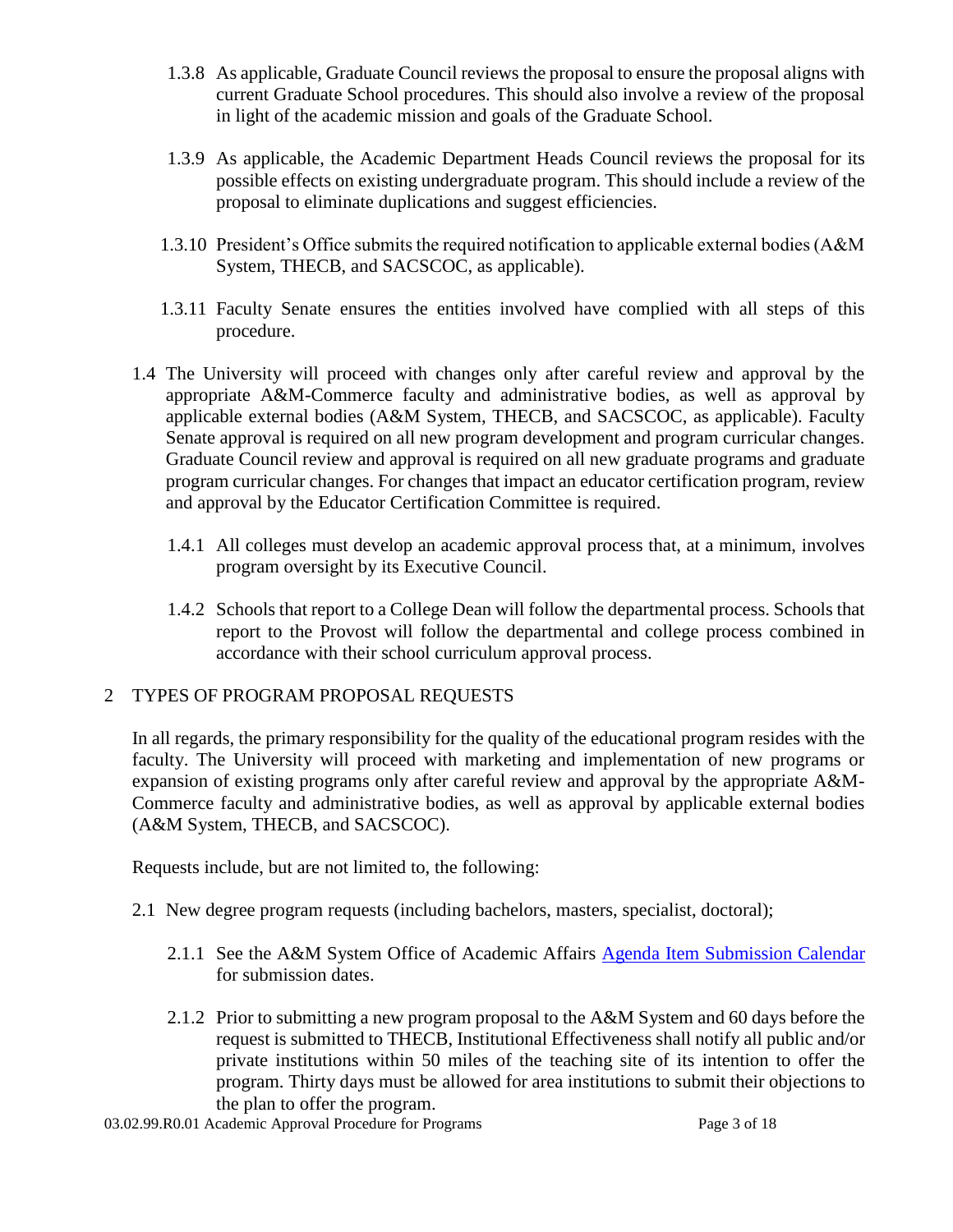1.3.8 As applicable, Graduate Council reviews the proposal to ensure the proposal aligns with current Graduate School procedures. This should also involve a review of the proposal in light of the academic mission and goals of the Graduate School.

1.3.9 As applicable, the Academic Department Heads Council reviews the proposal for its possible effects on existing undergraduate program. This should include a review of the proposal to eliminate duplications and suggest efficiencies.

1.3.10 President's Office submits the required notification to applicable external bodies (A&M System, THECB, and SACSCOC, as applicable).

1.3.11 Faculty Senate ensures the entities involved have complied with all steps of this procedure.

1.4 The University will proceed with changes only after careful review and approval by the appropriate A&M-Commerce faculty and administrative bodies, as well as approval by applicable external bodies (A&M System, THECB, and SACSCOC, as applicable). Faculty Senate approval is required on all new program development and program curricular changes. Graduate Council review and approval is required on all new graduate programs and graduate program curricular changes. For changes that impact an educator certification program, review and approval by the Educator Certification Committee is required.

1.4.1 All colleges must develop an academic approval process that, at a minimum, involves program oversight by its Executive Council.

1.4.2 Schools that report to a College Dean will follow the departmental process. Schools that report to the Provost will follow the departmental and college process combined in accordance with their school curriculum approval process.

## 2 TYPES OF PROGRAM PROPOSAL REQUESTS

In all regards, the primary responsibility for the quality of the educational program resides with the faculty. The University will proceed with marketing and implementation of new programs or expansion of existing programs only after careful review and approval by the appropriate A&M-Commerce faculty and administrative bodies, as well as approval by applicable external bodies (A&M System, THECB, and SACSCOC).

Requests include, but are not limited to, the following:

2.1 New degree program requests (including bachelors, masters, specialist, doctoral);

2.1.1 See the A&M System Office of Academic Affairs Agenda Item Submission Calendar for submission dates.

2.1.2 Prior to submitting a new program proposal to the A&M System and 60 days before the request is submitted to THECB, Institutional Effectiveness shall notify all public and/or private institutions within 50 miles of the teaching site of its intention to offer the program. Thirty days must be allowed for area institutions to submit their objections to the plan to offer the program.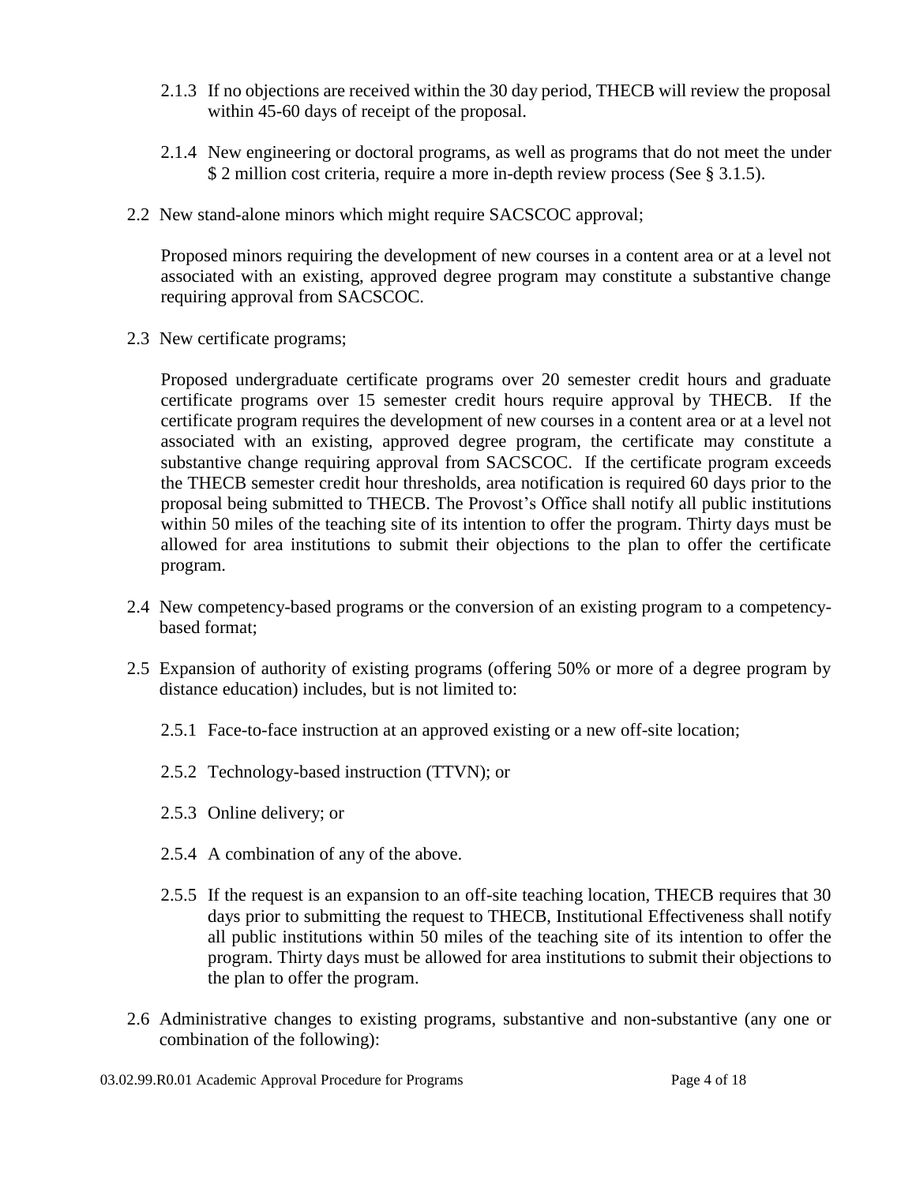2.1.3 If no objections are received within the 30 day period, THECB will review the proposal within 45-60 days of receipt of the proposal.

2.1.4 New engineering or doctoral programs, as well as programs that do not meet the under $ 2 million cost criteria, require a more in-depth review process (See § 3.1.5).

2.2 New stand-alone minors which might require SACSCOC approval;

Proposed minors requiring the development of new courses in a content area or at a level not associated with an existing, approved degree program may constitute a substantive change requiring approval from SACSCOC.

2.3 New certificate programs;

Proposed undergraduate certificate programs over 20 semester credit hours and graduate certificate programs over 15 semester credit hours require approval by THECB. If the certificate program requires the development of new courses in a content area or at a level not associated with an existing, approved degree program, the certificate may constitute a substantive change requiring approval from SACSCOC. If the certificate program exceeds the THECB semester credit hour thresholds, area notification is required 60 days prior to the proposal being submitted to THECB. The Provost's Office shall notify all public institutions within 50 miles of the teaching site of its intention to offer the program. Thirty days must be allowed for area institutions to submit their objections to the plan to offer the certificate program.

2.4 New competency-based programs or the conversion of an existing program to a competency-based format;

2.5 Expansion of authority of existing programs (offering 50% or more of a degree program by distance education) includes, but is not limited to:

2.5.1 Face-to-face instruction at an approved existing or a new off-site location;

2.5.2 Technology-based instruction (TTVN); or

2.5.3 Online delivery; or

2.5.4 A combination of any of the above.

2.5.5 If the request is an expansion to an off-site teaching location, THECB requires that 30 days prior to submitting the request to THECB, Institutional Effectiveness shall notify all public institutions within 50 miles of the teaching site of its intention to offer the program. Thirty days must be allowed for area institutions to submit their objections to the plan to offer the program.

2.6 Administrative changes to existing programs, substantive and non-substantive (any one or combination of the following):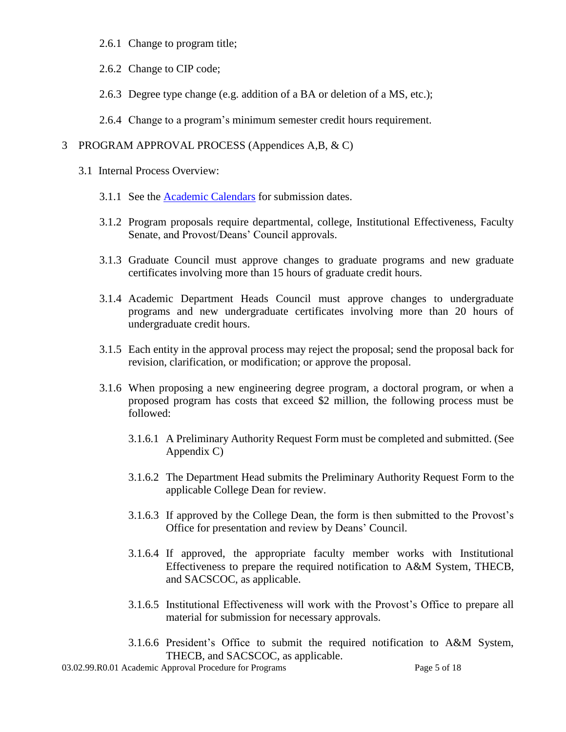2.6.1 Change to program title;

2.6.2 Change to CIP code;

2.6.3 Degree type change (e.g. addition of a BA or deletion of a MS, etc.);

2.6.4 Change to a program's minimum semester credit hours requirement.

## 3 PROGRAM APPROVAL PROCESS (Appendices A,B, & C)

### 3.1 Internal Process Overview:

3.1.1 See the [Academic Calendars]() for submission dates.

3.1.2 Program proposals require departmental, college, Institutional Effectiveness, Faculty Senate, and Provost/Deans' Council approvals.

3.1.3 Graduate Council must approve changes to graduate programs and new graduate certificates involving more than 15 hours of graduate credit hours.

3.1.4 Academic Department Heads Council must approve changes to undergraduate programs and new undergraduate certificates involving more than 20 hours of undergraduate credit hours.

3.1.5 Each entity in the approval process may reject the proposal; send the proposal back for revision, clarification, or modification; or approve the proposal.

3.1.6 When proposing a new engineering degree program, a doctoral program, or when a proposed program has costs that exceed $2 million, the following process must be followed:

3.1.6.1 A Preliminary Authority Request Form must be completed and submitted. (See Appendix C)

3.1.6.2 The Department Head submits the Preliminary Authority Request Form to the applicable College Dean for review.

3.1.6.3 If approved by the College Dean, the form is then submitted to the Provost's Office for presentation and review by Deans' Council.

3.1.6.4 If approved, the appropriate faculty member works with Institutional Effectiveness to prepare the required notification to A&M System, THECB, and SACSCOC, as applicable.

3.1.6.5 Institutional Effectiveness will work with the Provost's Office to prepare all material for submission for necessary approvals.

3.1.6.6 President's Office to submit the required notification to A&M System, THECB, and SACSCOC, as applicable.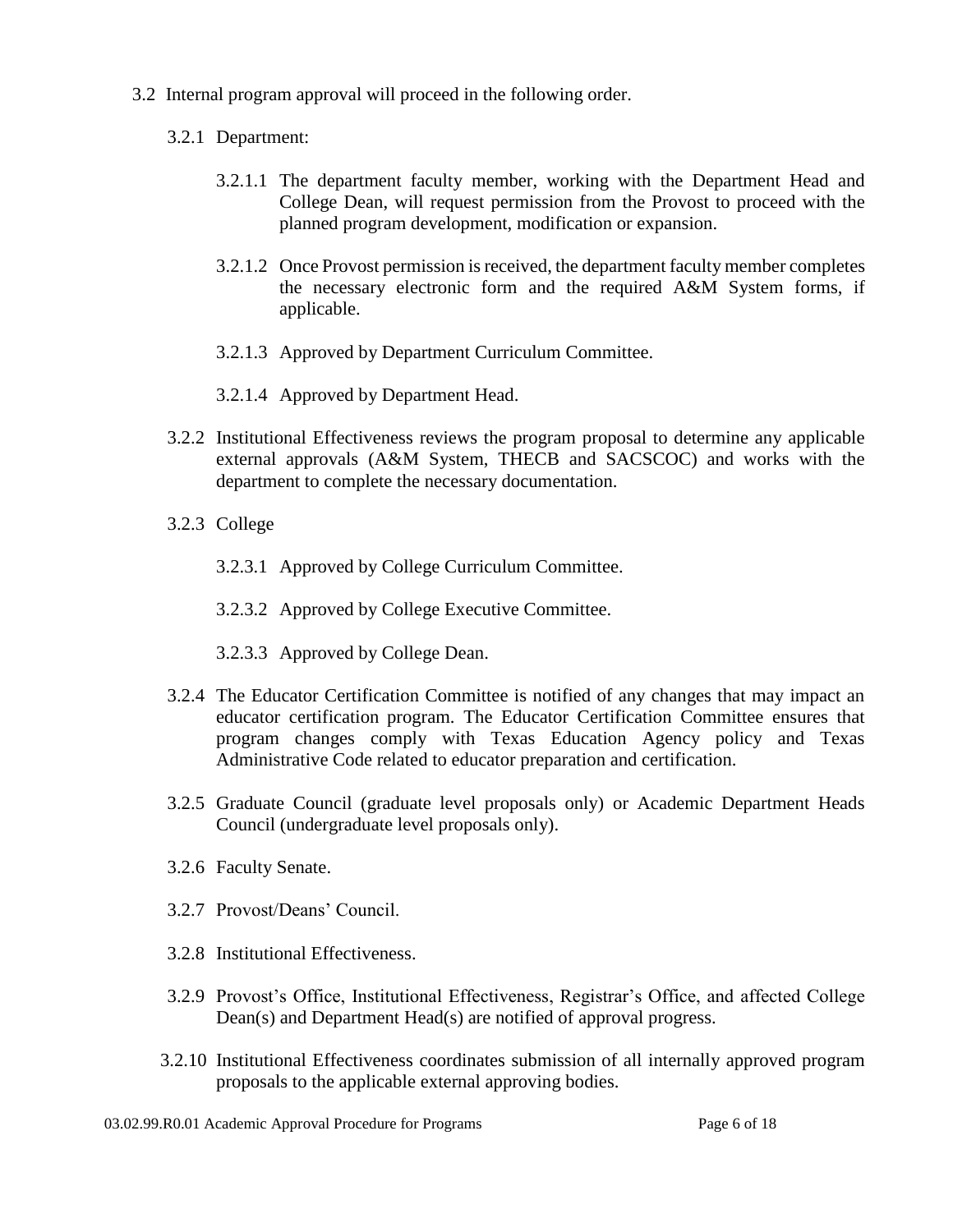3.2 Internal program approval will proceed in the following order.

3.2.1 Department:

3.2.1.1 The department faculty member, working with the Department Head and College Dean, will request permission from the Provost to proceed with the planned program development, modification or expansion.

3.2.1.2 Once Provost permission is received, the department faculty member completes the necessary electronic form and the required A&M System forms, if applicable.

3.2.1.3 Approved by Department Curriculum Committee.

3.2.1.4 Approved by Department Head.

3.2.2 Institutional Effectiveness reviews the program proposal to determine any applicable external approvals (A&M System, THECB and SACSCOC) and works with the department to complete the necessary documentation.

3.2.3 College

3.2.3.1 Approved by College Curriculum Committee.

3.2.3.2 Approved by College Executive Committee.

3.2.3.3 Approved by College Dean.

3.2.4 The Educator Certification Committee is notified of any changes that may impact an educator certification program. The Educator Certification Committee ensures that program changes comply with Texas Education Agency policy and Texas Administrative Code related to educator preparation and certification.

3.2.5 Graduate Council (graduate level proposals only) or Academic Department Heads Council (undergraduate level proposals only).

3.2.6 Faculty Senate.

3.2.7 Provost/Deans' Council.

3.2.8 Institutional Effectiveness.

3.2.9 Provost's Office, Institutional Effectiveness, Registrar's Office, and affected College Dean(s) and Department Head(s) are notified of approval progress.

3.2.10 Institutional Effectiveness coordinates submission of all internally approved program proposals to the applicable external approving bodies.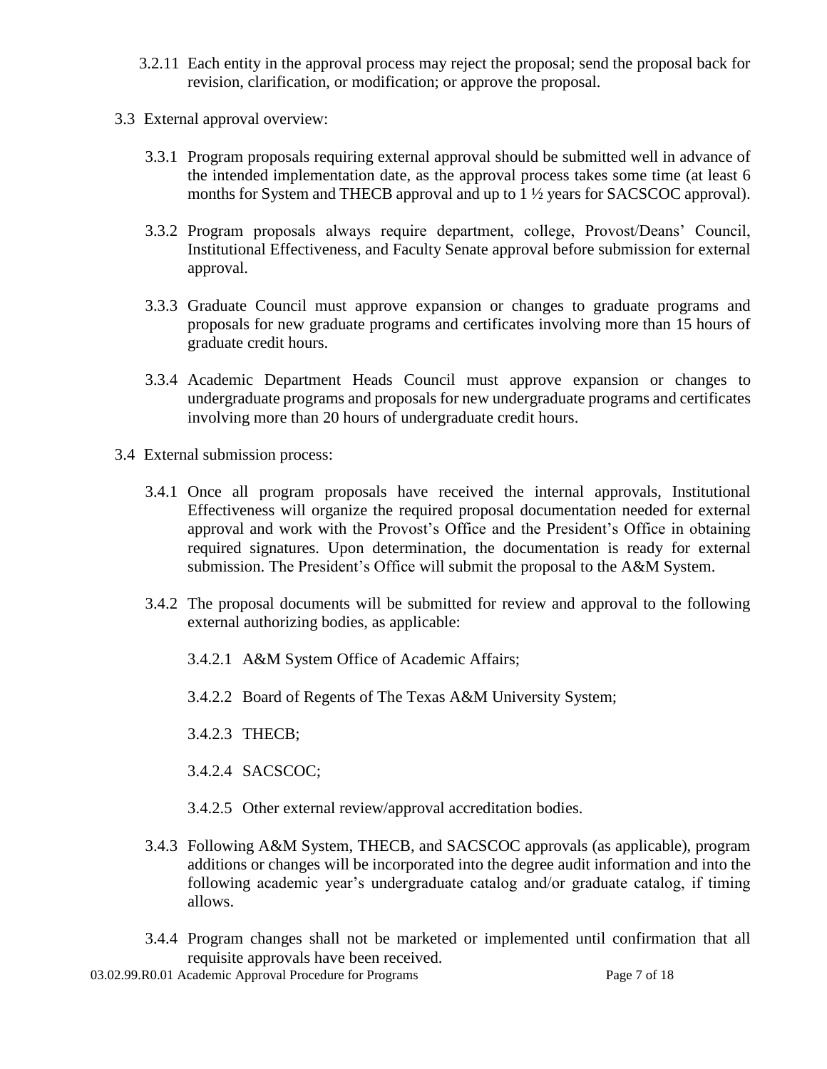3.2.11 Each entity in the approval process may reject the proposal; send the proposal back for revision, clarification, or modification; or approve the proposal.

3.3 External approval overview:

3.3.1 Program proposals requiring external approval should be submitted well in advance of the intended implementation date, as the approval process takes some time (at least 6 months for System and THECB approval and up to 1 ½ years for SACSCOC approval).

3.3.2 Program proposals always require department, college, Provost/Deans' Council, Institutional Effectiveness, and Faculty Senate approval before submission for external approval.

3.3.3 Graduate Council must approve expansion or changes to graduate programs and proposals for new graduate programs and certificates involving more than 15 hours of graduate credit hours.

3.3.4 Academic Department Heads Council must approve expansion or changes to undergraduate programs and proposals for new undergraduate programs and certificates involving more than 20 hours of undergraduate credit hours.

3.4 External submission process:

3.4.1 Once all program proposals have received the internal approvals, Institutional Effectiveness will organize the required proposal documentation needed for external approval and work with the Provost's Office and the President's Office in obtaining required signatures. Upon determination, the documentation is ready for external submission. The President's Office will submit the proposal to the A&M System.

3.4.2 The proposal documents will be submitted for review and approval to the following external authorizing bodies, as applicable:

3.4.2.1 A&M System Office of Academic Affairs;

3.4.2.2 Board of Regents of The Texas A&M University System;

3.4.2.3 THECB;

3.4.2.4 SACSCOC;

3.4.2.5 Other external review/approval accreditation bodies.

3.4.3 Following A&M System, THECB, and SACSCOC approvals (as applicable), program additions or changes will be incorporated into the degree audit information and into the following academic year's undergraduate catalog and/or graduate catalog, if timing allows.

3.4.4 Program changes shall not be marketed or implemented until confirmation that all requisite approvals have been received.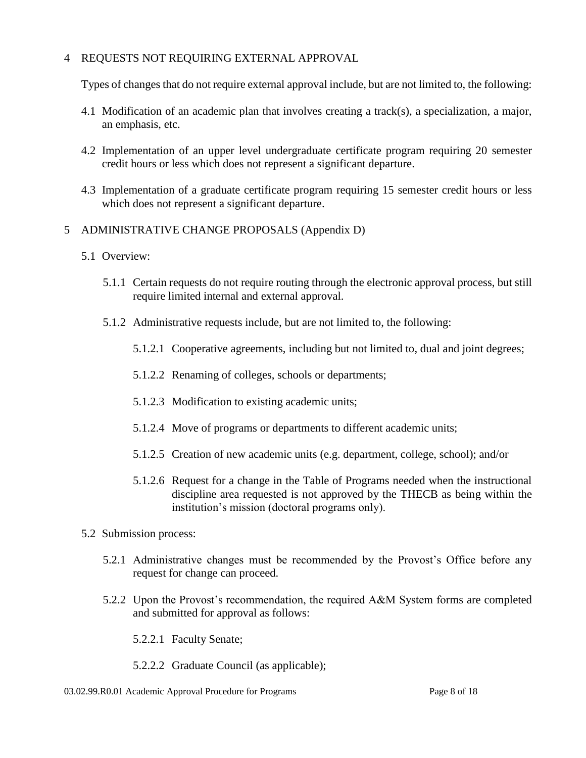## 4 REQUESTS NOT REQUIRING EXTERNAL APPROVAL

Types of changes that do not require external approval include, but are not limited to, the following:

4.1 Modification of an academic plan that involves creating a track(s), a specialization, a major, an emphasis, etc.

4.2 Implementation of an upper level undergraduate certificate program requiring 20 semester credit hours or less which does not represent a significant departure.

4.3 Implementation of a graduate certificate program requiring 15 semester credit hours or less which does not represent a significant departure.

## 5 ADMINISTRATIVE CHANGE PROPOSALS (Appendix D)

5.1 Overview:

5.1.1 Certain requests do not require routing through the electronic approval process, but still require limited internal and external approval.

5.1.2 Administrative requests include, but are not limited to, the following:

5.1.2.1 Cooperative agreements, including but not limited to, dual and joint degrees;

5.1.2.2 Renaming of colleges, schools or departments;

5.1.2.3 Modification to existing academic units;

5.1.2.4 Move of programs or departments to different academic units;

5.1.2.5 Creation of new academic units (e.g. department, college, school); and/or

5.1.2.6 Request for a change in the Table of Programs needed when the instructional discipline area requested is not approved by the THECB as being within the institution's mission (doctoral programs only).

5.2 Submission process:

5.2.1 Administrative changes must be recommended by the Provost's Office before any request for change can proceed.

5.2.2 Upon the Provost's recommendation, the required A&M System forms are completed and submitted for approval as follows:

5.2.2.1 Faculty Senate;

5.2.2.2 Graduate Council (as applicable);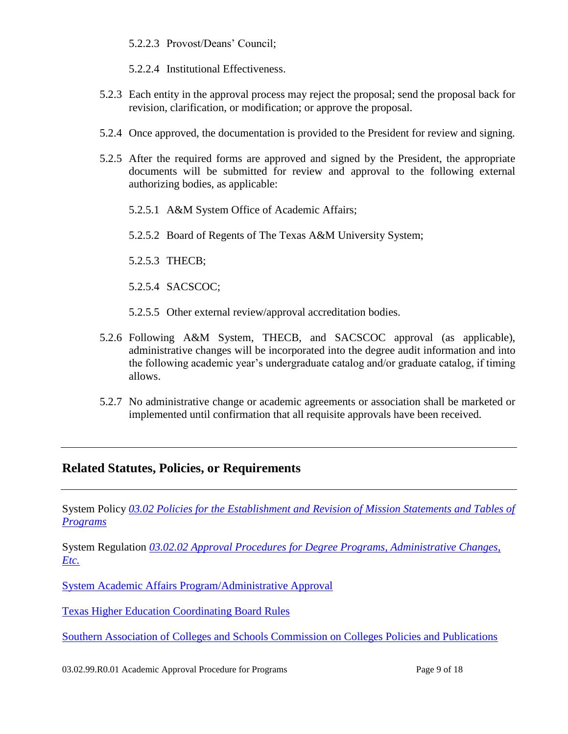5.2.2.3 Provost/Deans' Council;

5.2.2.4 Institutional Effectiveness.

5.2.3 Each entity in the approval process may reject the proposal; send the proposal back for revision, clarification, or modification; or approve the proposal.

5.2.4 Once approved, the documentation is provided to the President for review and signing.

5.2.5 After the required forms are approved and signed by the President, the appropriate documents will be submitted for review and approval to the following external authorizing bodies, as applicable:

5.2.5.1 A&M System Office of Academic Affairs;

5.2.5.2 Board of Regents of The Texas A&M University System;

5.2.5.3 THECB;

5.2.5.4 SACSCOC;

5.2.5.5 Other external review/approval accreditation bodies.

5.2.6 Following A&M System, THECB, and SACSCOC approval (as applicable), administrative changes will be incorporated into the degree audit information and into the following academic year's undergraduate catalog and/or graduate catalog, if timing allows.

5.2.7 No administrative change or academic agreements or association shall be marketed or implemented until confirmation that all requisite approvals have been received.

---

## Related Statutes, Policies, or Requirements

---

System Policy *03.02 Policies for the Establishment and Revision of Mission Statements and Tables of Programs*

System Regulation *03.02.02 Approval Procedures for Degree Programs, Administrative Changes, Etc.*

System Academic Affairs Program/Administrative Approval

Texas Higher Education Coordinating Board Rules

Southern Association of Colleges and Schools Commission on Colleges Policies and Publications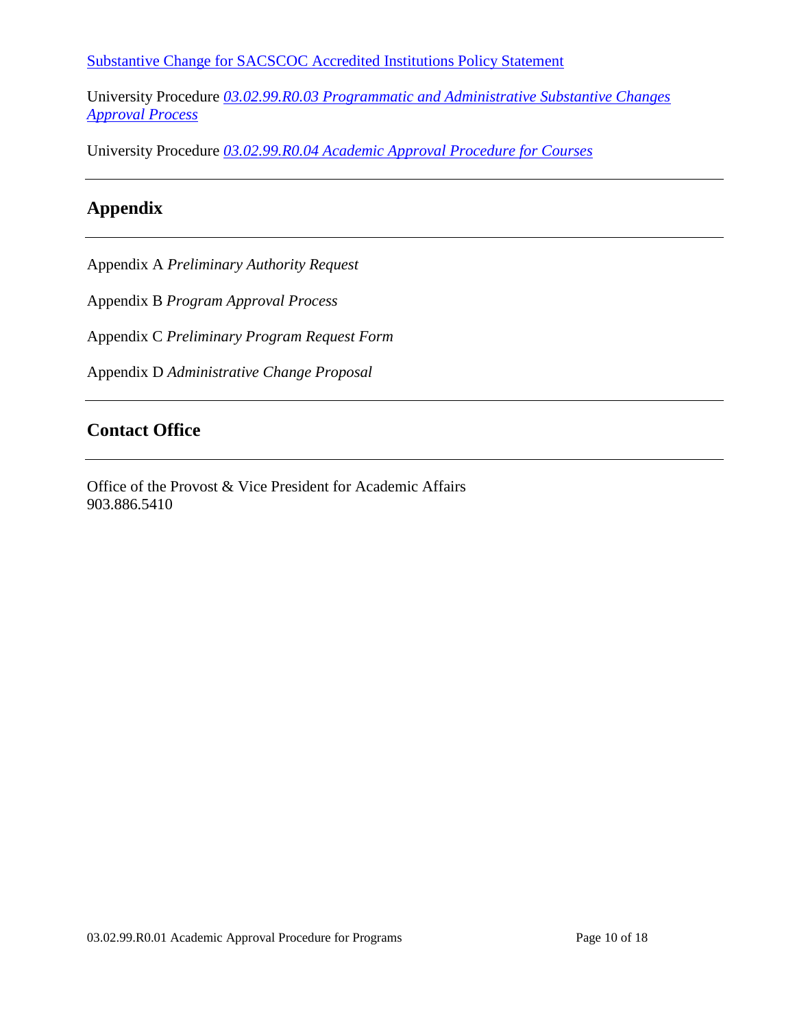Substantive Change for SACSCOC Accredited Institutions Policy Statement

University Procedure *03.02.99.R0.03 Programmatic and Administrative Substantive Changes Approval Process*

University Procedure *03.02.99.R0.04 Academic Approval Procedure for Courses*

## Appendix

Appendix A *Preliminary Authority Request*

Appendix B *Program Approval Process*

Appendix C *Preliminary Program Request Form*

Appendix D *Administrative Change Proposal*

## Contact Office

Office of the Provost & Vice President for Academic Affairs
903.886.5410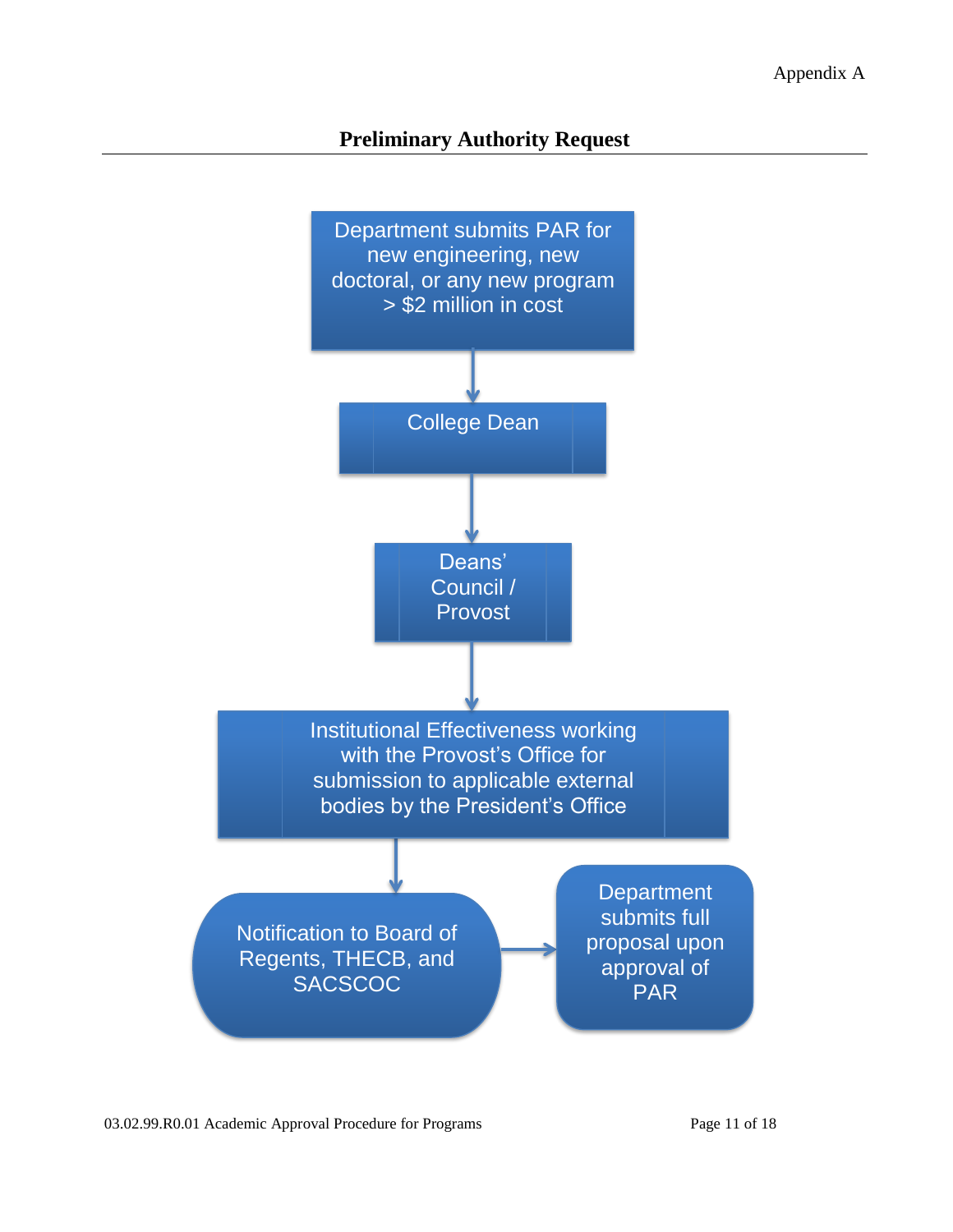Appendix A

## Preliminary Authority Request

Department submits PAR for new engineering, new doctoral, or any new program > $2 million in cost

↓

College Dean

↓

Deans' Council / Provost

↓

Institutional Effectiveness working with the Provost's Office for submission to applicable external bodies by the President's Office

↓

Notification to Board of Regents, THECB, and SACSCOC

→

Department submits full proposal upon approval of PAR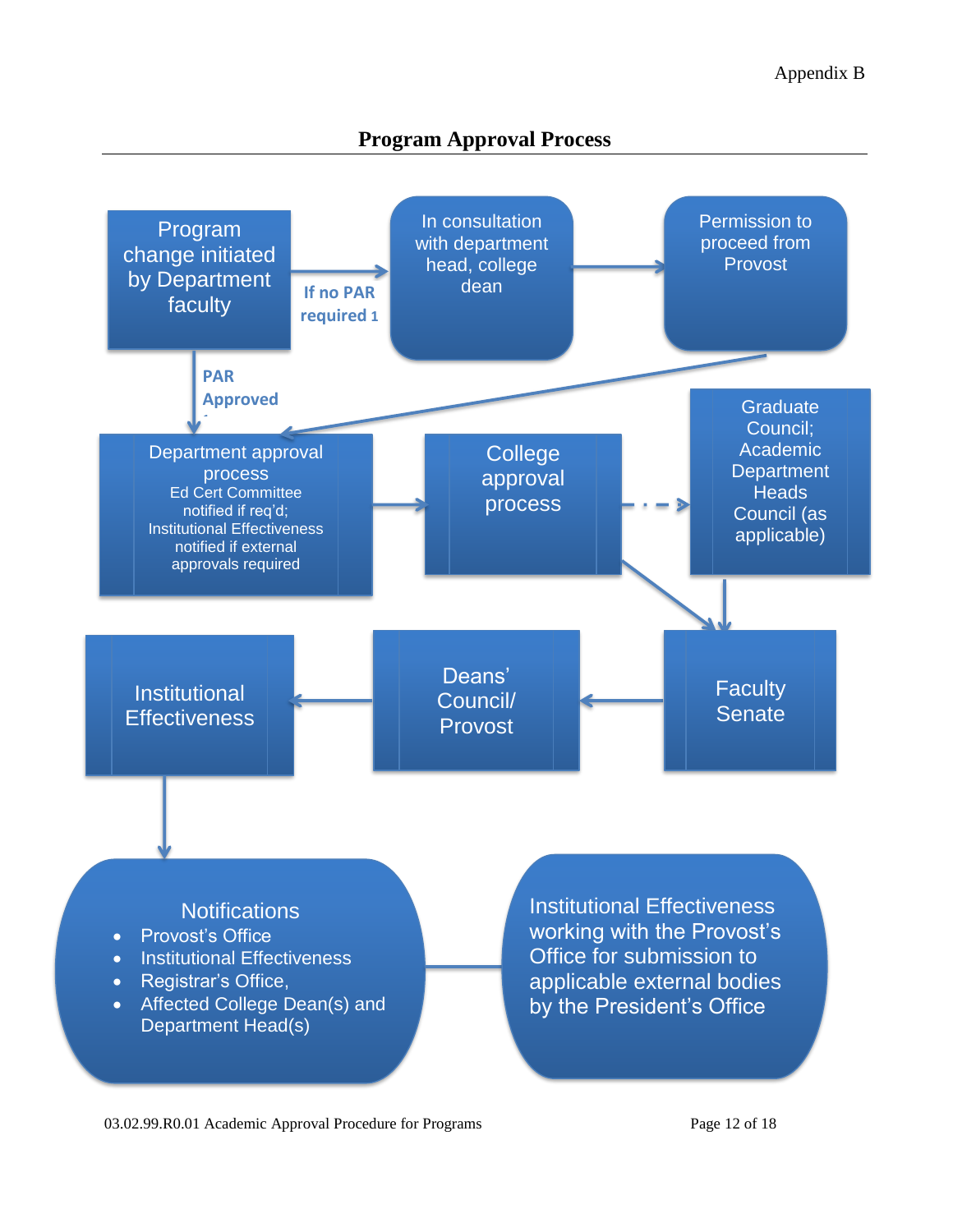Appendix B

# Program Approval Process

Program change initiated by Department faculty

If no PAR required 1

In consultation with department head, college dean

Permission to proceed from Provost

PAR Approved

Department approval process
Ed Cert Committee notified if req'd;
Institutional Effectiveness notified if external approvals required

College approval process

Graduate Council; Academic Department Heads Council (as applicable)

Faculty Senate

Deans' Council/ Provost

Institutional Effectiveness

Notifications

- Provost's Office
- Institutional Effectiveness
- Registrar's Office,
- Affected College Dean(s) and Department Head(s)

Institutional Effectiveness working with the Provost's Office for submission to applicable external bodies by the President's Office

03.02.99.R0.01 Academic Approval Procedure for Programs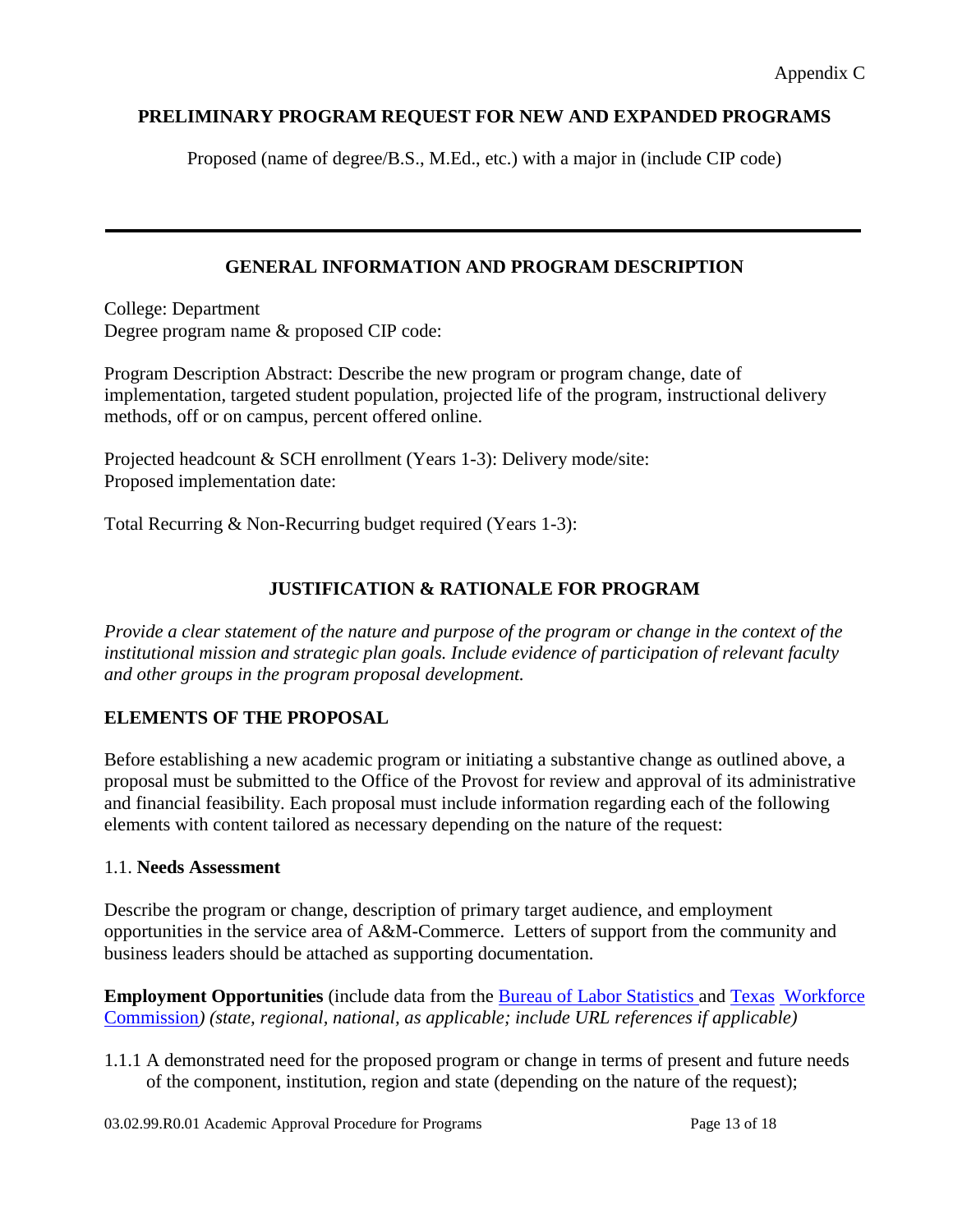Appendix C

## PRELIMINARY PROGRAM REQUEST FOR NEW AND EXPANDED PROGRAMS

Proposed (name of degree/B.S., M.Ed., etc.) with a major in (include CIP code)

---

### GENERAL INFORMATION AND PROGRAM DESCRIPTION

College: Department
Degree program name & proposed CIP code:

Program Description Abstract: Describe the new program or program change, date of implementation, targeted student population, projected life of the program, instructional delivery methods, off or on campus, percent offered online.

Projected headcount & SCH enrollment (Years 1-3): Delivery mode/site:
Proposed implementation date:

Total Recurring & Non-Recurring budget required (Years 1-3):

### JUSTIFICATION & RATIONALE FOR PROGRAM

*Provide a clear statement of the nature and purpose of the program or change in the context of the institutional mission and strategic plan goals. Include evidence of participation of relevant faculty and other groups in the program proposal development.*

### ELEMENTS OF THE PROPOSAL

Before establishing a new academic program or initiating a substantive change as outlined above, a proposal must be submitted to the Office of the Provost for review and approval of its administrative and financial feasibility. Each proposal must include information regarding each of the following elements with content tailored as necessary depending on the nature of the request:

1.1. **Needs Assessment**

Describe the program or change, description of primary target audience, and employment opportunities in the service area of A&M-Commerce. Letters of support from the community and business leaders should be attached as supporting documentation.

**Employment Opportunities** (include data from the Bureau of Labor Statistics and Texas Workforce Commission*) (state, regional, national, as applicable; include URL references if applicable)*

1.1.1 A demonstrated need for the proposed program or change in terms of present and future needs of the component, institution, region and state (depending on the nature of the request);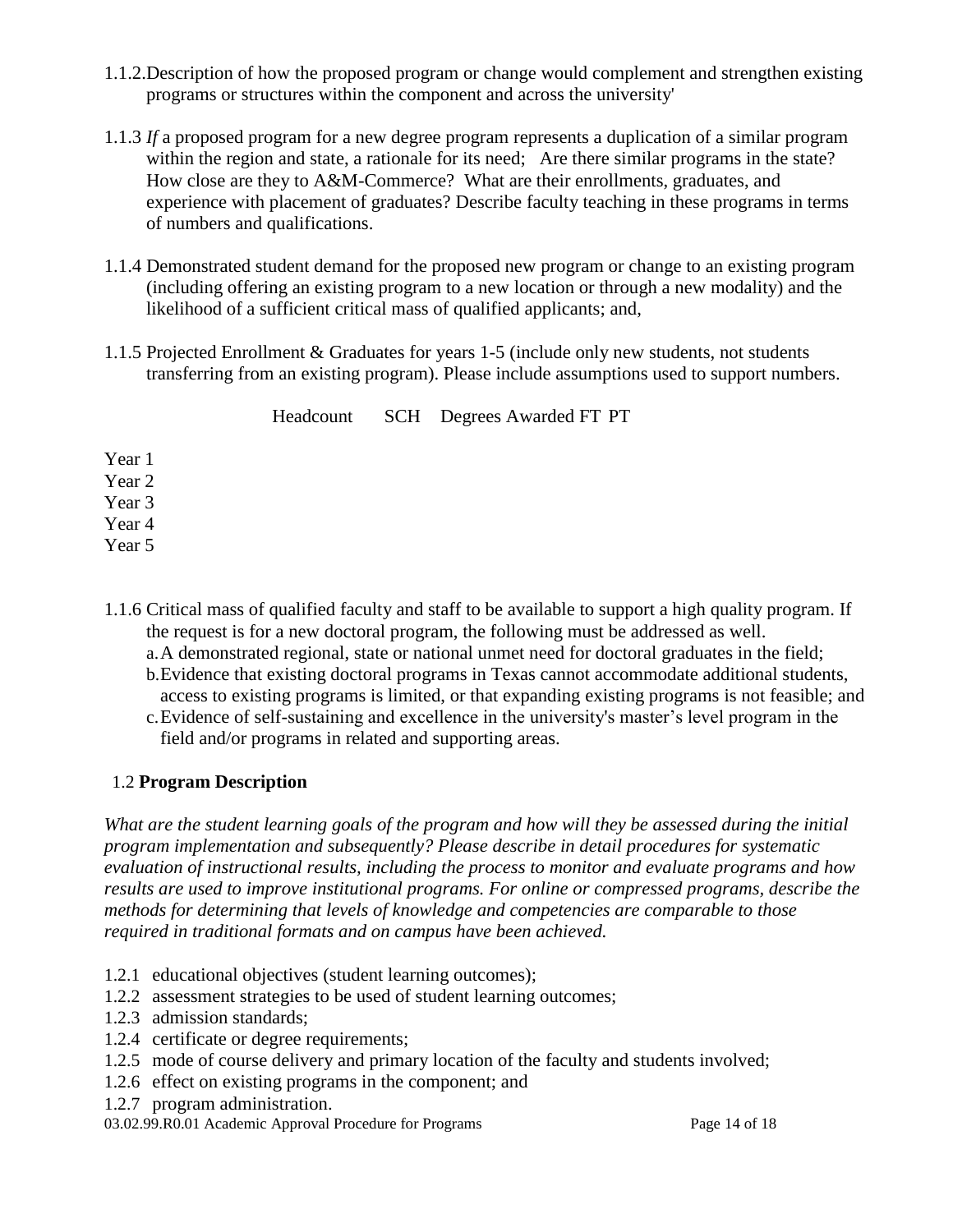1.1.2. Description of how the proposed program or change would complement and strengthen existing programs or structures within the component and across the university'

1.1.3 *If* a proposed program for a new degree program represents a duplication of a similar program within the region and state, a rationale for its need; Are there similar programs in the state? How close are they to A&M-Commerce? What are their enrollments, graduates, and experience with placement of graduates? Describe faculty teaching in these programs in terms of numbers and qualifications.

1.1.4 Demonstrated student demand for the proposed new program or change to an existing program (including offering an existing program to a new location or through a new modality) and the likelihood of a sufficient critical mass of qualified applicants; and,

1.1.5 Projected Enrollment & Graduates for years 1-5 (include only new students, not students transferring from an existing program). Please include assumptions used to support numbers.

| | Headcount | SCH | Degrees Awarded | FT | PT |
|---|---|---|---|---|---|
| Year 1 | | | | | |
| Year 2 | | | | | |
| Year 3 | | | | | |
| Year 4 | | | | | |
| Year 5 | | | | | |

1.1.6 Critical mass of qualified faculty and staff to be available to support a high quality program. If the request is for a new doctoral program, the following must be addressed as well.

a. A demonstrated regional, state or national unmet need for doctoral graduates in the field;
b. Evidence that existing doctoral programs in Texas cannot accommodate additional students, access to existing programs is limited, or that expanding existing programs is not feasible; and
c. Evidence of self-sustaining and excellence in the university's master's level program in the field and/or programs in related and supporting areas.

1.2 **Program Description**

*What are the student learning goals of the program and how will they be assessed during the initial program implementation and subsequently? Please describe in detail procedures for systematic evaluation of instructional results, including the process to monitor and evaluate programs and how results are used to improve institutional programs. For online or compressed programs, describe the methods for determining that levels of knowledge and competencies are comparable to those required in traditional formats and on campus have been achieved.*

1.2.1 educational objectives (student learning outcomes);
1.2.2 assessment strategies to be used of student learning outcomes;
1.2.3 admission standards;
1.2.4 certificate or degree requirements;
1.2.5 mode of course delivery and primary location of the faculty and students involved;
1.2.6 effect on existing programs in the component; and
1.2.7 program administration.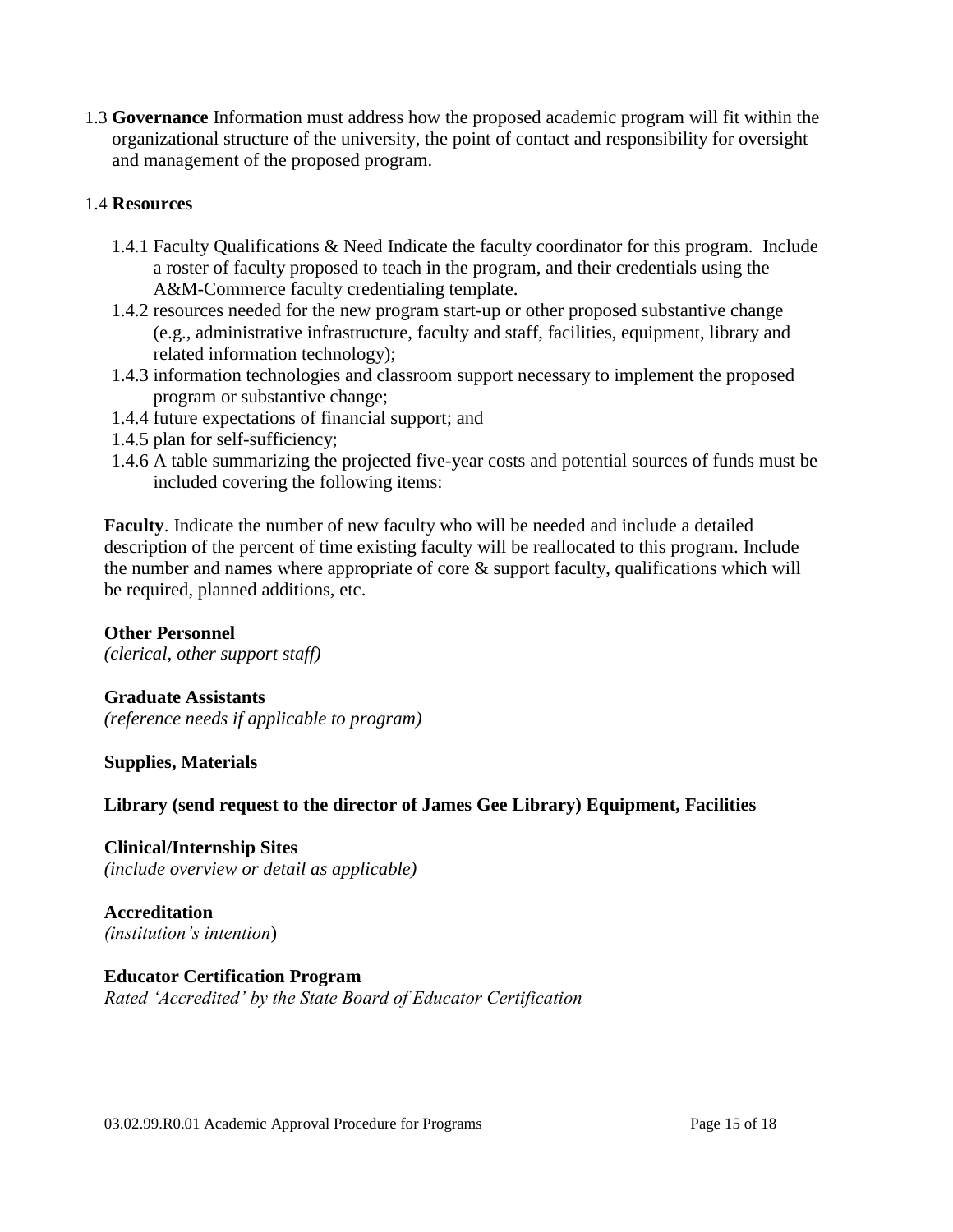1.3 **Governance** Information must address how the proposed academic program will fit within the organizational structure of the university, the point of contact and responsibility for oversight and management of the proposed program.

1.4 **Resources**

- 1.4.1 Faculty Qualifications & Need Indicate the faculty coordinator for this program. Include a roster of faculty proposed to teach in the program, and their credentials using the A&M-Commerce faculty credentialing template.
- 1.4.2 resources needed for the new program start-up or other proposed substantive change (e.g., administrative infrastructure, faculty and staff, facilities, equipment, library and related information technology);
- 1.4.3 information technologies and classroom support necessary to implement the proposed program or substantive change;
- 1.4.4 future expectations of financial support; and
- 1.4.5 plan for self-sufficiency;
- 1.4.6 A table summarizing the projected five-year costs and potential sources of funds must be included covering the following items:

**Faculty**. Indicate the number of new faculty who will be needed and include a detailed description of the percent of time existing faculty will be reallocated to this program. Include the number and names where appropriate of core & support faculty, qualifications which will be required, planned additions, etc.

**Other Personnel**
*(clerical, other support staff)*

**Graduate Assistants**
*(reference needs if applicable to program)*

**Supplies, Materials**

**Library (send request to the director of James Gee Library) Equipment, Facilities**

**Clinical/Internship Sites**
*(include overview or detail as applicable)*

**Accreditation**
*(institution's intention*)

**Educator Certification Program**
*Rated 'Accredited' by the State Board of Educator Certification*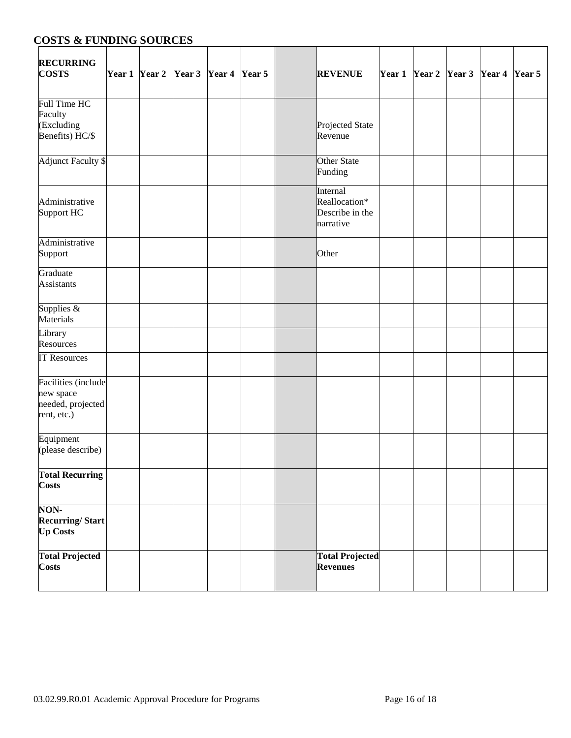## COSTS & FUNDING SOURCES

| RECURRING COSTS | Year 1 | Year 2 | Year 3 | Year 4 | Year 5 | | REVENUE | Year 1 | Year 2 | Year 3 | Year 4 | Year 5 |
|---|---|---|---|---|---|---|---|---|---|---|---|---|
| Full Time HC Faculty (Excluding Benefits) HC/$ | | | | | | | Projected State Revenue | | | | | |
| Adjunct Faculty $ | | | | | | | Other State Funding | | | | | |
| Administrative Support HC | | | | | | | Internal Reallocation* Describe in the narrative | | | | | |
| Administrative Support | | | | | | | Other | | | | | |
| Graduate Assistants | | | | | | | | | | | | |
| Supplies & Materials | | | | | | | | | | | | |
| Library Resources | | | | | | | | | | | | |
| IT Resources | | | | | | | | | | | | |
| Facilities (include new space needed, projected rent, etc.) | | | | | | | | | | | | |
| Equipment (please describe) | | | | | | | | | | | | |
| **Total Recurring Costs** | | | | | | | | | | | | |
| **NON-Recurring/ Start Up Costs** | | | | | | | | | | | | |
| **Total Projected Costs** | | | | | | | **Total Projected Revenues** | | | | | |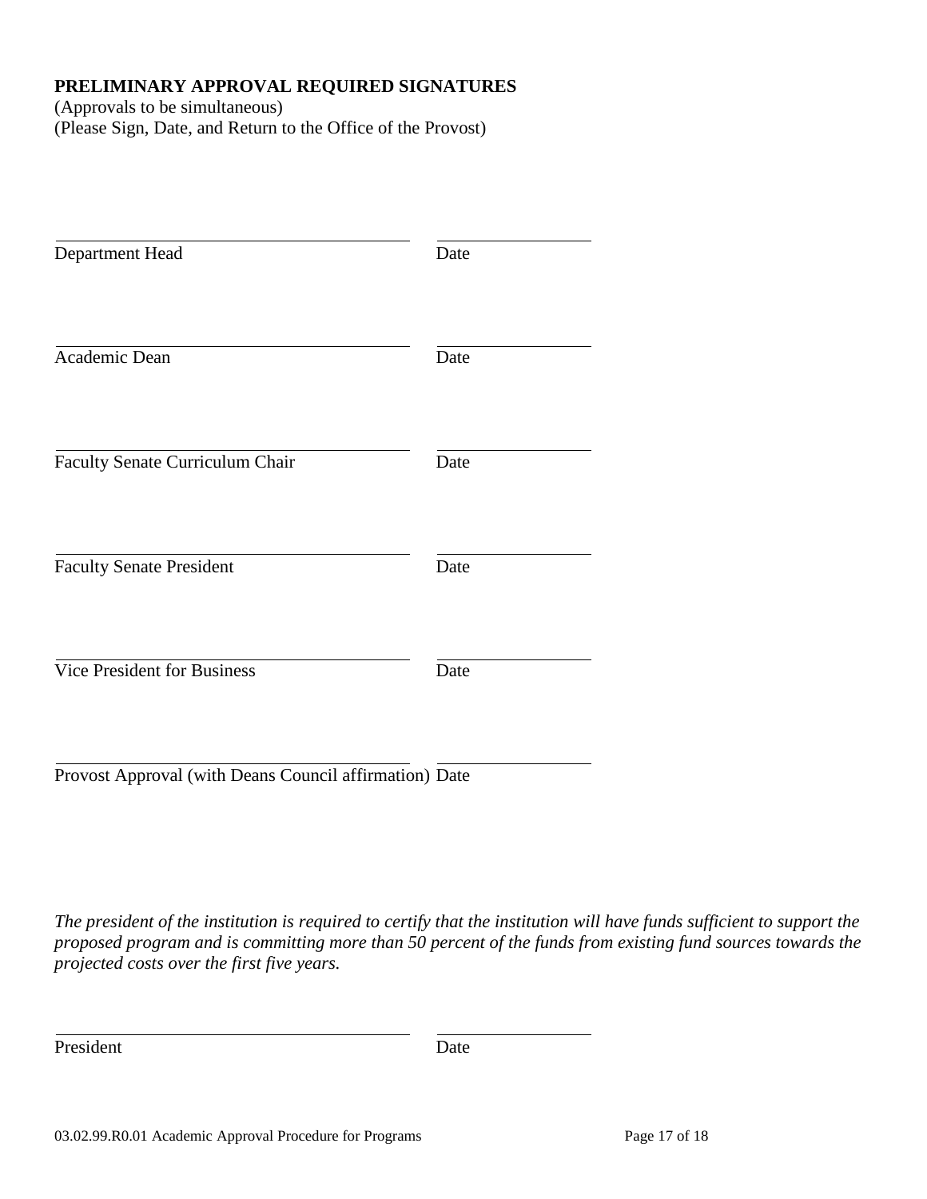**PRELIMINARY APPROVAL REQUIRED SIGNATURES**
(Approvals to be simultaneous)
(Please Sign, Date, and Return to the Office of the Provost)

| | |
|---|---|
| ______________________________ | ______________ |
| Department Head | Date |
| ______________________________ | ______________ |
| Academic Dean | Date |
| ______________________________ | ______________ |
| Faculty Senate Curriculum Chair | Date |
| ______________________________ | ______________ |
| Faculty Senate President | Date |
| ______________________________ | ______________ |
| Vice President for Business | Date |
| ______________________________ | ______________ |
| Provost Approval (with Deans Council affirmation) | Date |

*The president of the institution is required to certify that the institution will have funds sufficient to support the proposed program and is committing more than 50 percent of the funds from existing fund sources towards the projected costs over the first five years.*

| | |
|---|---|
| ______________________________ | ______________ |
| President | Date |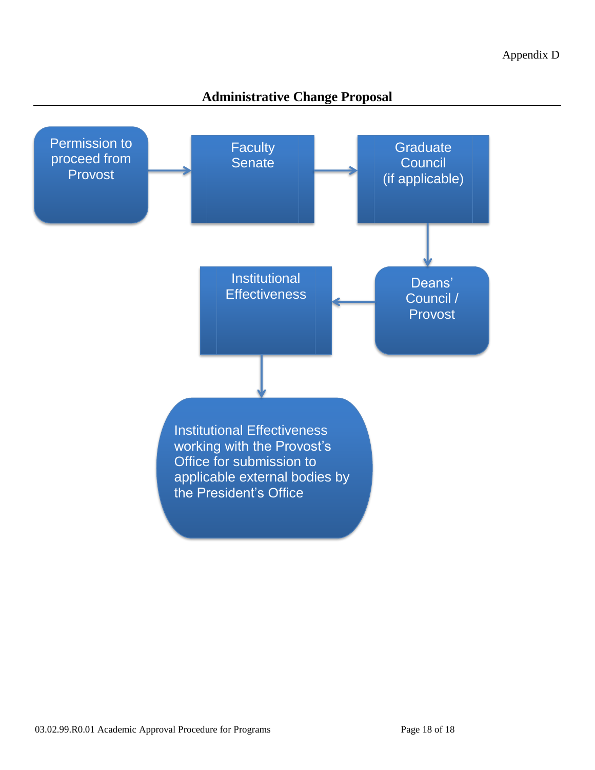Appendix D

# Administrative Change Proposal

Permission to proceed from Provost

Faculty Senate

Graduate Council (if applicable)

Deans' Council / Provost

Institutional Effectiveness

Institutional Effectiveness working with the Provost's Office for submission to applicable external bodies by the President's Office